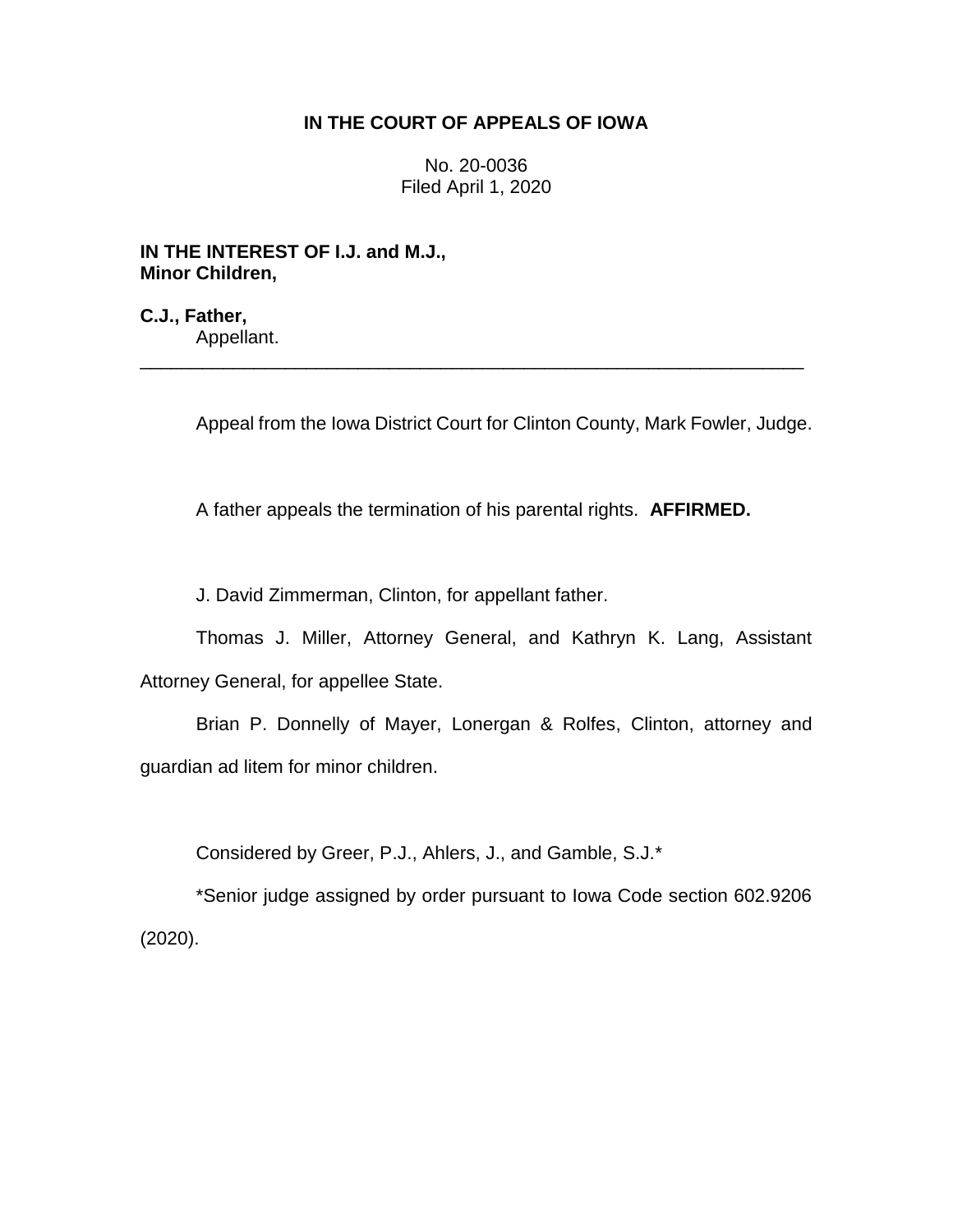**IN THE COURT OF APPEALS OF IOWA**

No. 20-0036
Filed April 1, 2020

**IN THE INTEREST OF I.J. and M.J., Minor Children,**

**C.J., Father,**
Appellant.

---

Appeal from the Iowa District Court for Clinton County, Mark Fowler, Judge.

A father appeals the termination of his parental rights. **AFFIRMED.**

J. David Zimmerman, Clinton, for appellant father.

Thomas J. Miller, Attorney General, and Kathryn K. Lang, Assistant Attorney General, for appellee State.

Brian P. Donnelly of Mayer, Lonergan & Rolfes, Clinton, attorney and guardian ad litem for minor children.

Considered by Greer, P.J., Ahlers, J., and Gamble, S.J.*

*Senior judge assigned by order pursuant to Iowa Code section 602.9206 (2020).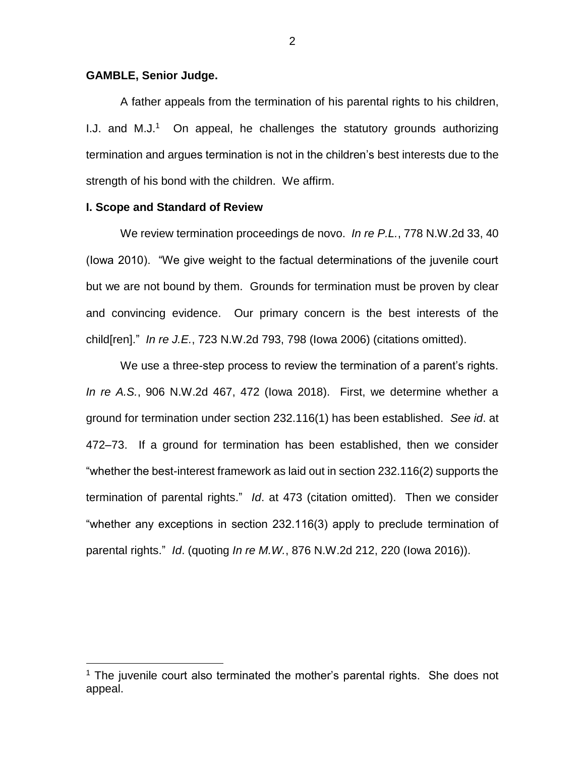**GAMBLE, Senior Judge.**

A father appeals from the termination of his parental rights to his children, I.J. and M.J.[1] On appeal, he challenges the statutory grounds authorizing termination and argues termination is not in the children's best interests due to the strength of his bond with the children. We affirm.

**I. Scope and Standard of Review**

We review termination proceedings de novo. *In re P.L.*, 778 N.W.2d 33, 40 (Iowa 2010). "We give weight to the factual determinations of the juvenile court but we are not bound by them. Grounds for termination must be proven by clear and convincing evidence. Our primary concern is the best interests of the child[ren]." *In re J.E.*, 723 N.W.2d 793, 798 (Iowa 2006) (citations omitted).

We use a three-step process to review the termination of a parent's rights. *In re A.S.*, 906 N.W.2d 467, 472 (Iowa 2018). First, we determine whether a ground for termination under section 232.116(1) has been established. *See id*. at 472–73. If a ground for termination has been established, then we consider "whether the best-interest framework as laid out in section 232.116(2) supports the termination of parental rights." *Id*. at 473 (citation omitted). Then we consider "whether any exceptions in section 232.116(3) apply to preclude termination of parental rights." *Id*. (quoting *In re M.W.*, 876 N.W.2d 212, 220 (Iowa 2016)).

[1] The juvenile court also terminated the mother's parental rights. She does not appeal.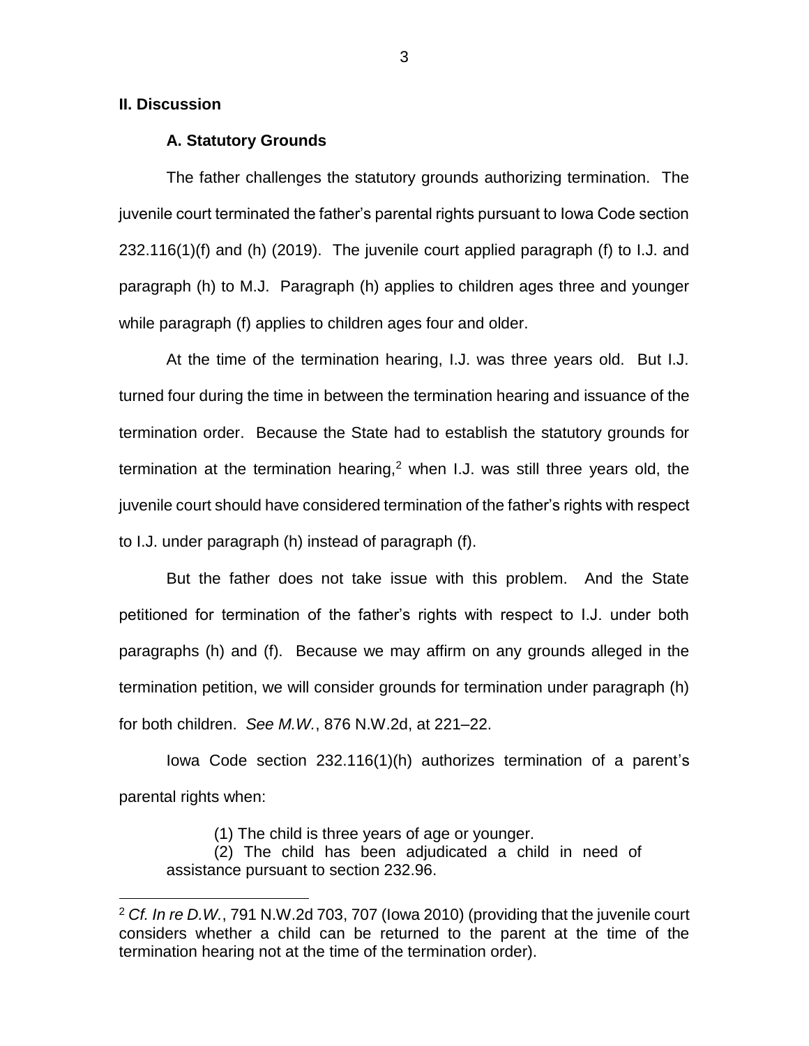## II. Discussion

### A. Statutory Grounds

The father challenges the statutory grounds authorizing termination. The juvenile court terminated the father's parental rights pursuant to Iowa Code section 232.116(1)(f) and (h) (2019). The juvenile court applied paragraph (f) to I.J. and paragraph (h) to M.J. Paragraph (h) applies to children ages three and younger while paragraph (f) applies to children ages four and older.

At the time of the termination hearing, I.J. was three years old. But I.J. turned four during the time in between the termination hearing and issuance of the termination order. Because the State had to establish the statutory grounds for termination at the termination hearing,[2] when I.J. was still three years old, the juvenile court should have considered termination of the father's rights with respect to I.J. under paragraph (h) instead of paragraph (f).

But the father does not take issue with this problem. And the State petitioned for termination of the father's rights with respect to I.J. under both paragraphs (h) and (f). Because we may affirm on any grounds alleged in the termination petition, we will consider grounds for termination under paragraph (h) for both children. *See M.W.*, 876 N.W.2d, at 221–22.

Iowa Code section 232.116(1)(h) authorizes termination of a parent's parental rights when:

> (1) The child is three years of age or younger.
> (2) The child has been adjudicated a child in need of assistance pursuant to section 232.96.

---

[2] *Cf. In re D.W.*, 791 N.W.2d 703, 707 (Iowa 2010) (providing that the juvenile court considers whether a child can be returned to the parent at the time of the termination hearing not at the time of the termination order).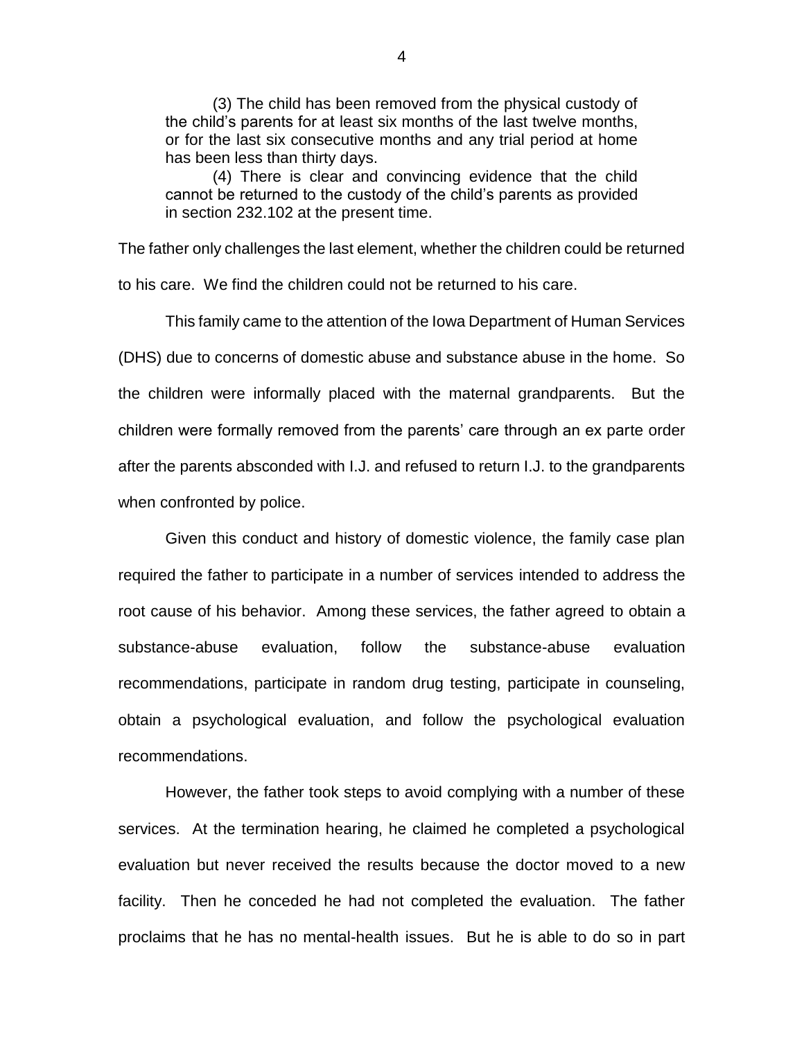> (3) The child has been removed from the physical custody of the child's parents for at least six months of the last twelve months, or for the last six consecutive months and any trial period at home has been less than thirty days.
>
> (4) There is clear and convincing evidence that the child cannot be returned to the custody of the child's parents as provided in section 232.102 at the present time.

The father only challenges the last element, whether the children could be returned to his care. We find the children could not be returned to his care.

This family came to the attention of the Iowa Department of Human Services (DHS) due to concerns of domestic abuse and substance abuse in the home. So the children were informally placed with the maternal grandparents. But the children were formally removed from the parents' care through an ex parte order after the parents absconded with I.J. and refused to return I.J. to the grandparents when confronted by police.

Given this conduct and history of domestic violence, the family case plan required the father to participate in a number of services intended to address the root cause of his behavior. Among these services, the father agreed to obtain a substance-abuse evaluation, follow the substance-abuse evaluation recommendations, participate in random drug testing, participate in counseling, obtain a psychological evaluation, and follow the psychological evaluation recommendations.

However, the father took steps to avoid complying with a number of these services. At the termination hearing, he claimed he completed a psychological evaluation but never received the results because the doctor moved to a new facility. Then he conceded he had not completed the evaluation. The father proclaims that he has no mental-health issues. But he is able to do so in part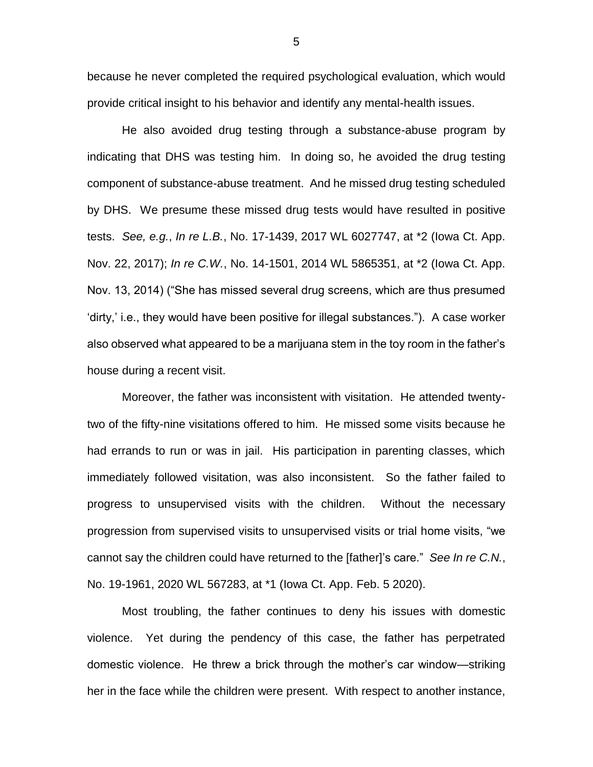because he never completed the required psychological evaluation, which would provide critical insight to his behavior and identify any mental-health issues.

He also avoided drug testing through a substance-abuse program by indicating that DHS was testing him. In doing so, he avoided the drug testing component of substance-abuse treatment. And he missed drug testing scheduled by DHS. We presume these missed drug tests would have resulted in positive tests. *See, e.g.*, *In re L.B.*, No. 17-1439, 2017 WL 6027747, at *2 (Iowa Ct. App. Nov. 22, 2017); *In re C.W.*, No. 14-1501, 2014 WL 5865351, at *2 (Iowa Ct. App. Nov. 13, 2014) ("She has missed several drug screens, which are thus presumed 'dirty,' i.e., they would have been positive for illegal substances."). A case worker also observed what appeared to be a marijuana stem in the toy room in the father's house during a recent visit.

Moreover, the father was inconsistent with visitation. He attended twenty-two of the fifty-nine visitations offered to him. He missed some visits because he had errands to run or was in jail. His participation in parenting classes, which immediately followed visitation, was also inconsistent. So the father failed to progress to unsupervised visits with the children. Without the necessary progression from supervised visits to unsupervised visits or trial home visits, "we cannot say the children could have returned to the [father]'s care." *See In re C.N.*, No. 19-1961, 2020 WL 567283, at *1 (Iowa Ct. App. Feb. 5 2020).

Most troubling, the father continues to deny his issues with domestic violence. Yet during the pendency of this case, the father has perpetrated domestic violence. He threw a brick through the mother's car window—striking her in the face while the children were present. With respect to another instance,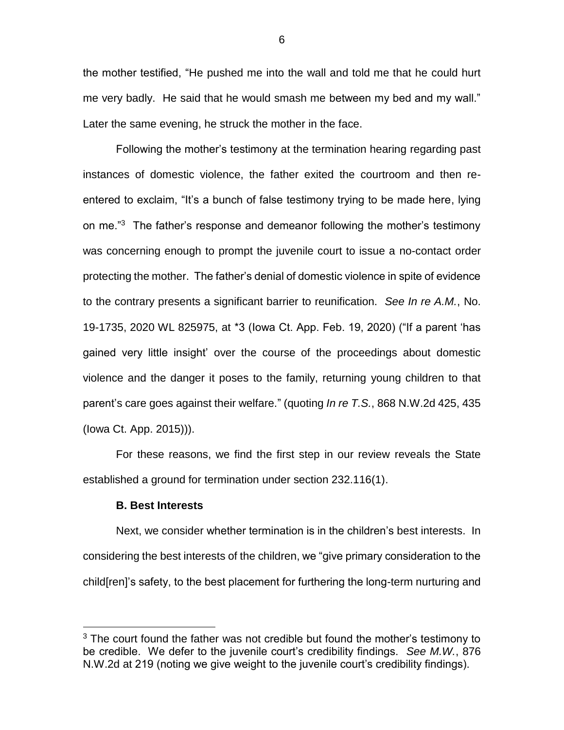the mother testified, "He pushed me into the wall and told me that he could hurt me very badly. He said that he would smash me between my bed and my wall." Later the same evening, he struck the mother in the face.

Following the mother's testimony at the termination hearing regarding past instances of domestic violence, the father exited the courtroom and then re-entered to exclaim, "It's a bunch of false testimony trying to be made here, lying on me."[3] The father's response and demeanor following the mother's testimony was concerning enough to prompt the juvenile court to issue a no-contact order protecting the mother. The father's denial of domestic violence in spite of evidence to the contrary presents a significant barrier to reunification. *See In re A.M.*, No. 19-1735, 2020 WL 825975, at *3 (Iowa Ct. App. Feb. 19, 2020) ("If a parent 'has gained very little insight' over the course of the proceedings about domestic violence and the danger it poses to the family, returning young children to that parent's care goes against their welfare." (quoting *In re T.S.*, 868 N.W.2d 425, 435 (Iowa Ct. App. 2015))).

For these reasons, we find the first step in our review reveals the State established a ground for termination under section 232.116(1).

**B. Best Interests**

Next, we consider whether termination is in the children's best interests. In considering the best interests of the children, we "give primary consideration to the child[ren]'s safety, to the best placement for furthering the long-term nurturing and

---

[3] The court found the father was not credible but found the mother's testimony to be credible. We defer to the juvenile court's credibility findings. *See M.W.*, 876 N.W.2d at 219 (noting we give weight to the juvenile court's credibility findings).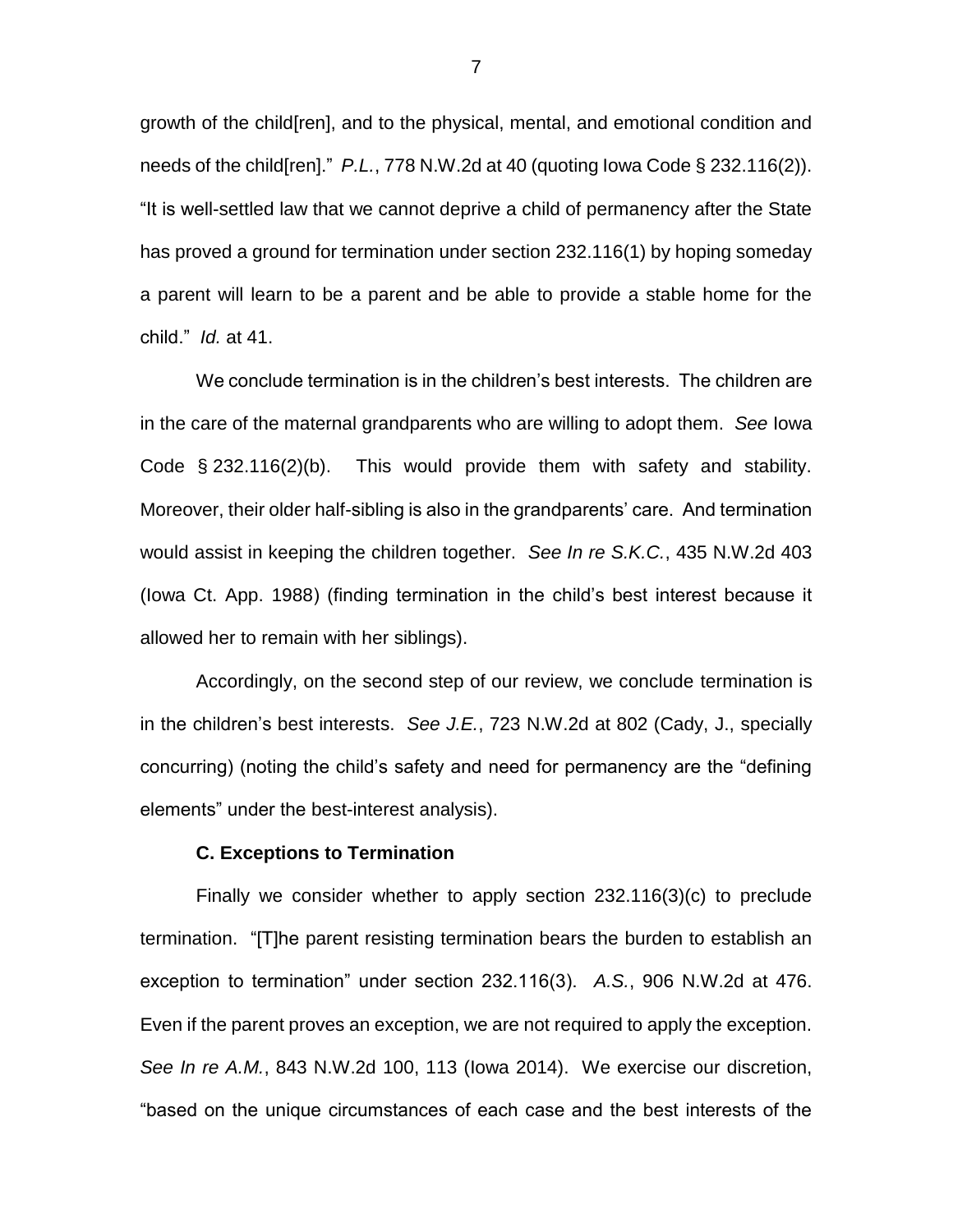growth of the child[ren], and to the physical, mental, and emotional condition and needs of the child[ren]." *P.L.*, 778 N.W.2d at 40 (quoting Iowa Code § 232.116(2)). "It is well-settled law that we cannot deprive a child of permanency after the State has proved a ground for termination under section 232.116(1) by hoping someday a parent will learn to be a parent and be able to provide a stable home for the child." *Id.* at 41.

We conclude termination is in the children's best interests. The children are in the care of the maternal grandparents who are willing to adopt them. *See* Iowa Code § 232.116(2)(b). This would provide them with safety and stability. Moreover, their older half-sibling is also in the grandparents' care. And termination would assist in keeping the children together. *See In re S.K.C.*, 435 N.W.2d 403 (Iowa Ct. App. 1988) (finding termination in the child's best interest because it allowed her to remain with her siblings).

Accordingly, on the second step of our review, we conclude termination is in the children's best interests. *See J.E.*, 723 N.W.2d at 802 (Cady, J., specially concurring) (noting the child's safety and need for permanency are the "defining elements" under the best-interest analysis).

**C. Exceptions to Termination**

Finally we consider whether to apply section 232.116(3)(c) to preclude termination. "[T]he parent resisting termination bears the burden to establish an exception to termination" under section 232.116(3). *A.S.*, 906 N.W.2d at 476. Even if the parent proves an exception, we are not required to apply the exception. *See In re A.M.*, 843 N.W.2d 100, 113 (Iowa 2014). We exercise our discretion, "based on the unique circumstances of each case and the best interests of the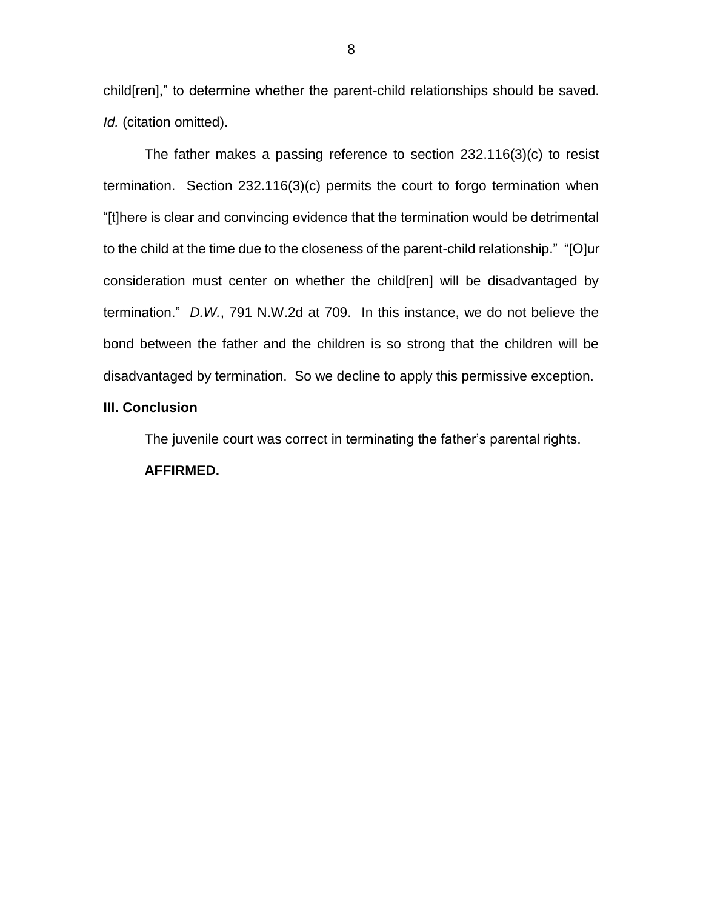child[ren]," to determine whether the parent-child relationships should be saved. *Id.* (citation omitted).

The father makes a passing reference to section 232.116(3)(c) to resist termination. Section 232.116(3)(c) permits the court to forgo termination when "[t]here is clear and convincing evidence that the termination would be detrimental to the child at the time due to the closeness of the parent-child relationship." "[O]ur consideration must center on whether the child[ren] will be disadvantaged by termination." *D.W.*, 791 N.W.2d at 709. In this instance, we do not believe the bond between the father and the children is so strong that the children will be disadvantaged by termination. So we decline to apply this permissive exception.

**III. Conclusion**

The juvenile court was correct in terminating the father's parental rights.

**AFFIRMED.**